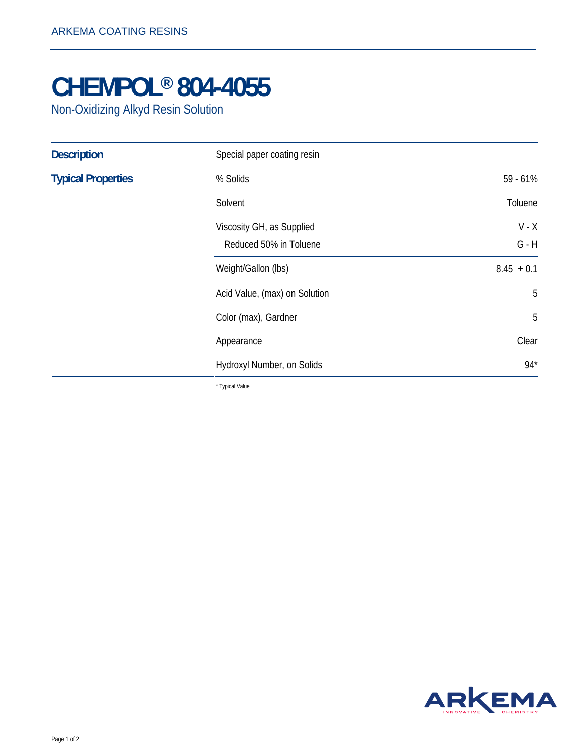# CHEMPOL® 804-4055

Non-Oxidizing Alkyd Resin Solution

| | | |
|---|---|---|
| **Description** | Special paper coating resin | |
| **Typical Properties** | % Solids | 59 - 61% |
| | Solvent | Toluene |
| | Viscosity GH, as Supplied | V - X |
| | Reduced 50% in Toluene | G - H |
| | Weight/Gallon (lbs) | 8.45 ± 0.1 |
| | Acid Value, (max) on Solution | 5 |
| | Color (max), Gardner | 5 |
| | Appearance | Clear |
| | Hydroxyl Number, on Solids | 94* |

\* Typical Value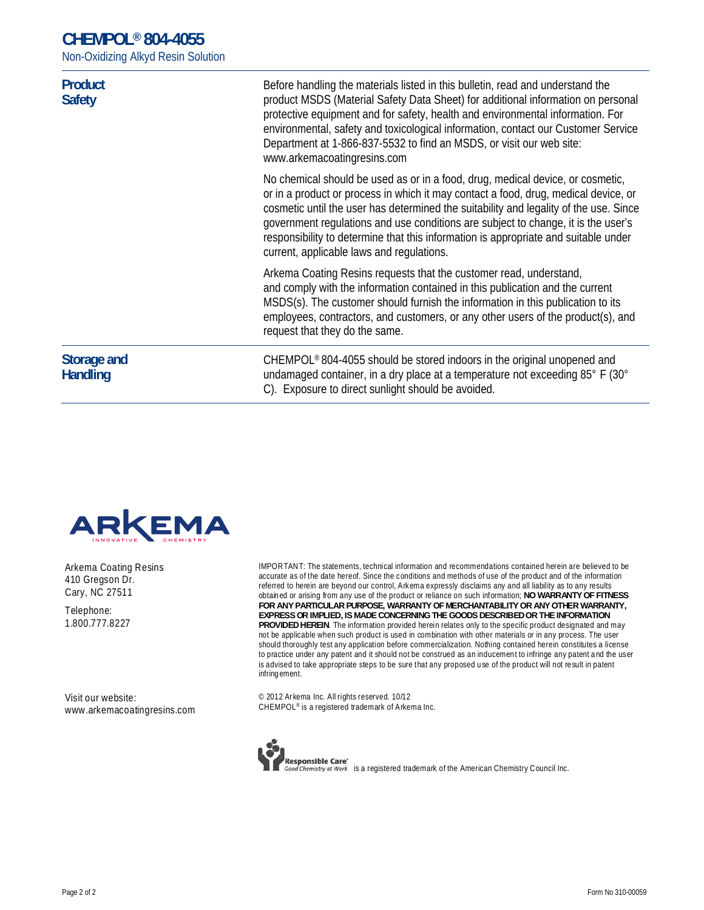# CHEMPOL® 804-4055

Non-Oxidizing Alkyd Resin Solution

## Product Safety

Before handling the materials listed in this bulletin, read and understand the product MSDS (Material Safety Data Sheet) for additional information on personal protective equipment and for safety, health and environmental information. For environmental, safety and toxicological information, contact our Customer Service Department at 1-866-837-5532 to find an MSDS, or visit our web site: www.arkemacoatingresins.com

No chemical should be used as or in a food, drug, medical device, or cosmetic, or in a product or process in which it may contact a food, drug, medical device, or cosmetic until the user has determined the suitability and legality of the use. Since government regulations and use conditions are subject to change, it is the user's responsibility to determine that this information is appropriate and suitable under current, applicable laws and regulations.

Arkema Coating Resins requests that the customer read, understand, and comply with the information contained in this publication and the current MSDS(s). The customer should furnish the information in this publication to its employees, contractors, and customers, or any other users of the product(s), and request that they do the same.

## Storage and Handling

CHEMPOL® 804-4055 should be stored indoors in the original unopened and undamaged container, in a dry place at a temperature not exceeding 85° F (30° C). Exposure to direct sunlight should be avoided.

ARKEMA
INNOVATIVE CHEMISTRY

Arkema Coating Resins
410 Gregson Dr.
Cary, NC 27511

Telephone:
1.800.777.8227

Visit our website:
www.arkemacoatingresins.com

IMPORTANT: The statements, technical information and recommendations contained herein are believed to be accurate as of the date hereof. Since the conditions and methods of use of the product and of the information referred to herein are beyond our control, Arkema expressly disclaims any and all liability as to any results obtained or arising from any use of the product or reliance on such information; **NO WARRANTY OF FITNESS FOR ANY PARTICULAR PURPOSE, WARRANTY OF MERCHANTABILITY OR ANY OTHER WARRANTY, EXPRESS OR IMPLIED, IS MADE CONCERNING THE GOODS DESCRIBED OR THE INFORMATION PROVIDED HEREIN**. The information provided herein relates only to the specific product designated and may not be applicable when such product is used in combination with other materials or in any process. The user should thoroughly test any application before commercialization. Nothing contained herein constitutes a license to practice under any patent and it should not be construed as an inducement to infringe any patent and the user is advised to take appropriate steps to be sure that any proposed use of the product will not result in patent infringement.

© 2012 Arkema Inc. All rights reserved. 10/12
CHEMPOL® is a registered trademark of Arkema Inc.

Responsible Care® Good Chemistry at Work is a registered trademark of the American Chemistry Council Inc.

Form No 310-00059